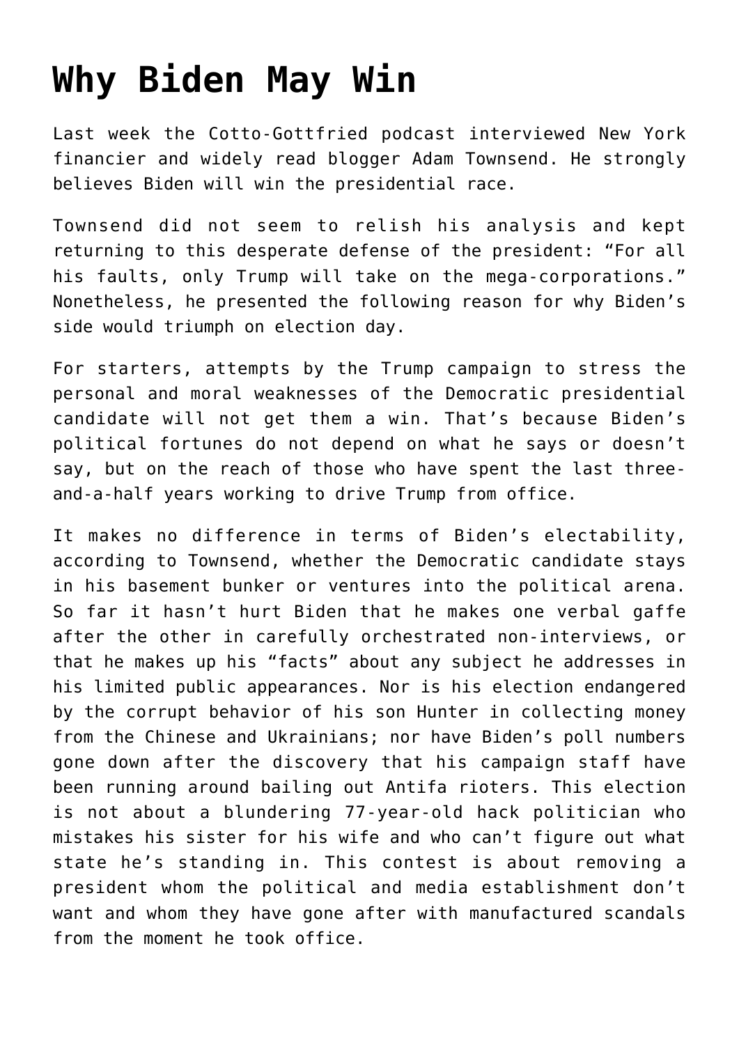# Why Biden May Win

Last week the Cotto-Gottfried podcast interviewed New York financier and widely read blogger Adam Townsend. He strongly believes Biden will win the presidential race.

Townsend did not seem to relish his analysis and kept returning to this desperate defense of the president: “For all his faults, only Trump will take on the mega-corporations.” Nonetheless, he presented the following reason for why Biden’s side would triumph on election day.

For starters, attempts by the Trump campaign to stress the personal and moral weaknesses of the Democratic presidential candidate will not get them a win. That’s because Biden’s political fortunes do not depend on what he says or doesn’t say, but on the reach of those who have spent the last three-and-a-half years working to drive Trump from office.

It makes no difference in terms of Biden’s electability, according to Townsend, whether the Democratic candidate stays in his basement bunker or ventures into the political arena. So far it hasn’t hurt Biden that he makes one verbal gaffe after the other in carefully orchestrated non-interviews, or that he makes up his “facts” about any subject he addresses in his limited public appearances. Nor is his election endangered by the corrupt behavior of his son Hunter in collecting money from the Chinese and Ukrainians; nor have Biden’s poll numbers gone down after the discovery that his campaign staff have been running around bailing out Antifa rioters. This election is not about a blundering 77-year-old hack politician who mistakes his sister for his wife and who can’t figure out what state he’s standing in. This contest is about removing a president whom the political and media establishment don’t want and whom they have gone after with manufactured scandals from the moment he took office.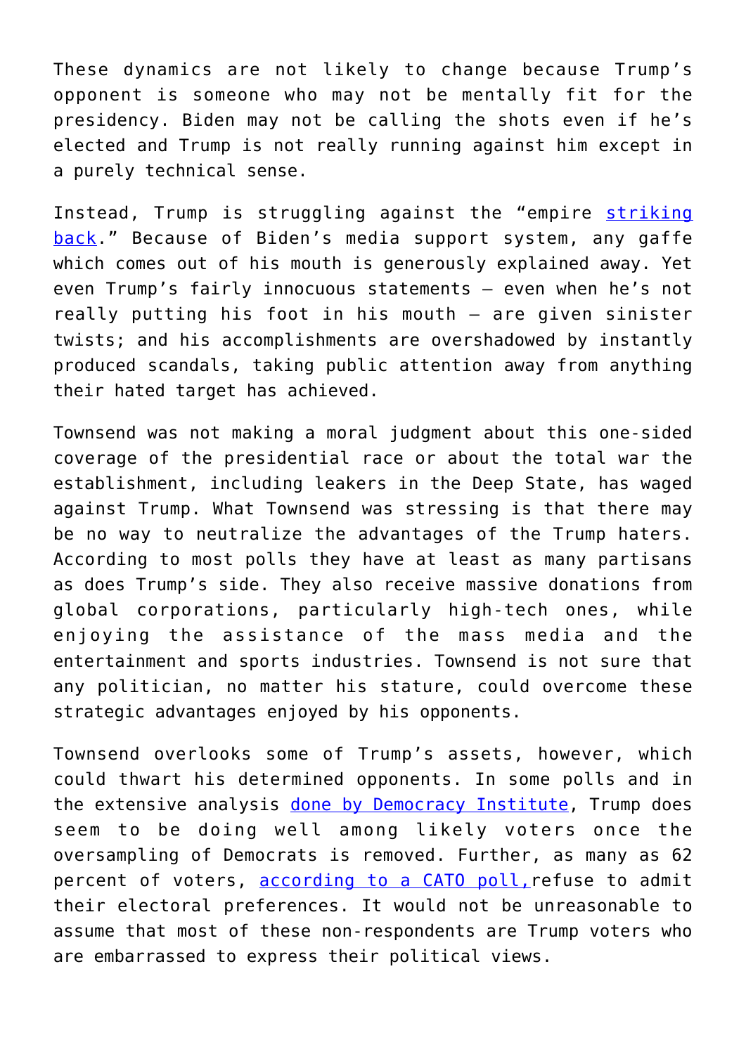These dynamics are not likely to change because Trump's opponent is someone who may not be mentally fit for the presidency. Biden may not be calling the shots even if he's elected and Trump is not really running against him except in a purely technical sense.

Instead, Trump is struggling against the "empire striking back." Because of Biden's media support system, any gaffe which comes out of his mouth is generously explained away. Yet even Trump's fairly innocuous statements – even when he's not really putting his foot in his mouth – are given sinister twists; and his accomplishments are overshadowed by instantly produced scandals, taking public attention away from anything their hated target has achieved.

Townsend was not making a moral judgment about this one-sided coverage of the presidential race or about the total war the establishment, including leakers in the Deep State, has waged against Trump. What Townsend was stressing is that there may be no way to neutralize the advantages of the Trump haters. According to most polls they have at least as many partisans as does Trump's side. They also receive massive donations from global corporations, particularly high-tech ones, while enjoying the assistance of the mass media and the entertainment and sports industries. Townsend is not sure that any politician, no matter his stature, could overcome these strategic advantages enjoyed by his opponents.

Townsend overlooks some of Trump's assets, however, which could thwart his determined opponents. In some polls and in the extensive analysis done by Democracy Institute, Trump does seem to be doing well among likely voters once the oversampling of Democrats is removed. Further, as many as 62 percent of voters, according to a CATO poll, refuse to admit their electoral preferences. It would not be unreasonable to assume that most of these non-respondents are Trump voters who are embarrassed to express their political views.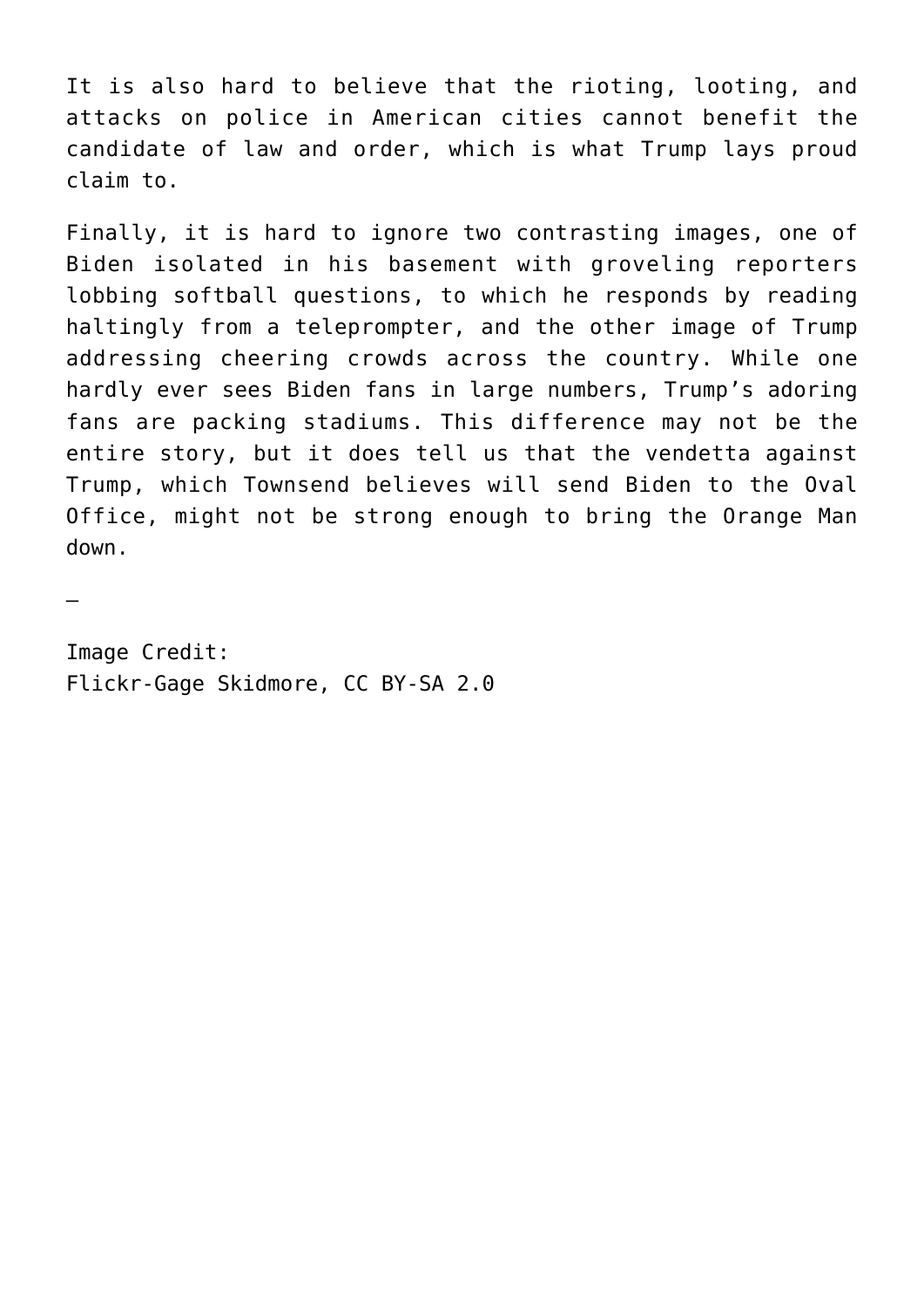It is also hard to believe that the rioting, looting, and attacks on police in American cities cannot benefit the candidate of law and order, which is what Trump lays proud claim to.

Finally, it is hard to ignore two contrasting images, one of Biden isolated in his basement with groveling reporters lobbing softball questions, to which he responds by reading haltingly from a teleprompter, and the other image of Trump addressing cheering crowds across the country. While one hardly ever sees Biden fans in large numbers, Trump's adoring fans are packing stadiums. This difference may not be the entire story, but it does tell us that the vendetta against Trump, which Townsend believes will send Biden to the Oval Office, might not be strong enough to bring the Orange Man down.

—

Image Credit:
Flickr-Gage Skidmore, CC BY-SA 2.0